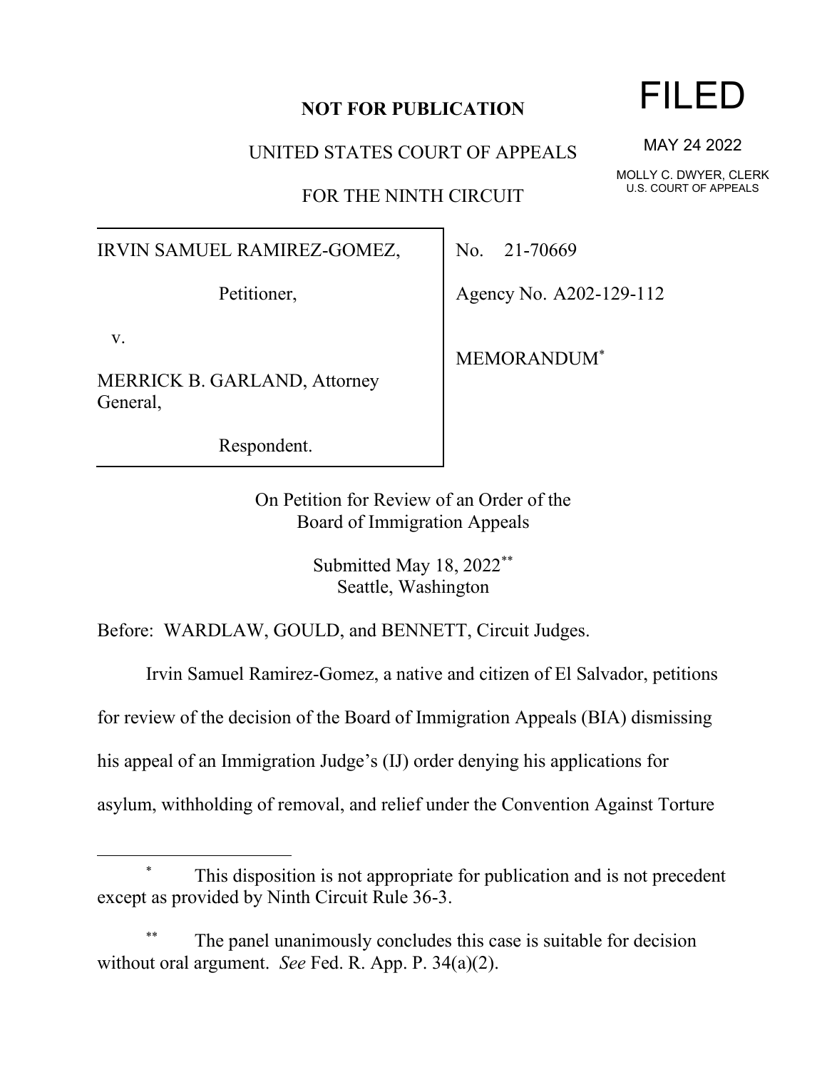**NOT FOR PUBLICATION**

UNITED STATES COURT OF APPEALS

FOR THE NINTH CIRCUIT

FILED

MAY 24 2022

MOLLY C. DWYER, CLERK
U.S. COURT OF APPEALS

IRVIN SAMUEL RAMIREZ-GOMEZ,

Petitioner,

v.

MERRICK B. GARLAND, Attorney General,

Respondent.

No. 21-70669

Agency No. A202-129-112

MEMORANDUM*

On Petition for Review of an Order of the
Board of Immigration Appeals

Submitted May 18, 2022**
Seattle, Washington

Before: WARDLAW, GOULD, and BENNETT, Circuit Judges.

Irvin Samuel Ramirez-Gomez, a native and citizen of El Salvador, petitions for review of the decision of the Board of Immigration Appeals (BIA) dismissing his appeal of an Immigration Judge's (IJ) order denying his applications for asylum, withholding of removal, and relief under the Convention Against Torture

---

\* This disposition is not appropriate for publication and is not precedent except as provided by Ninth Circuit Rule 36-3.

\** The panel unanimously concludes this case is suitable for decision without oral argument. *See* Fed. R. App. P. 34(a)(2).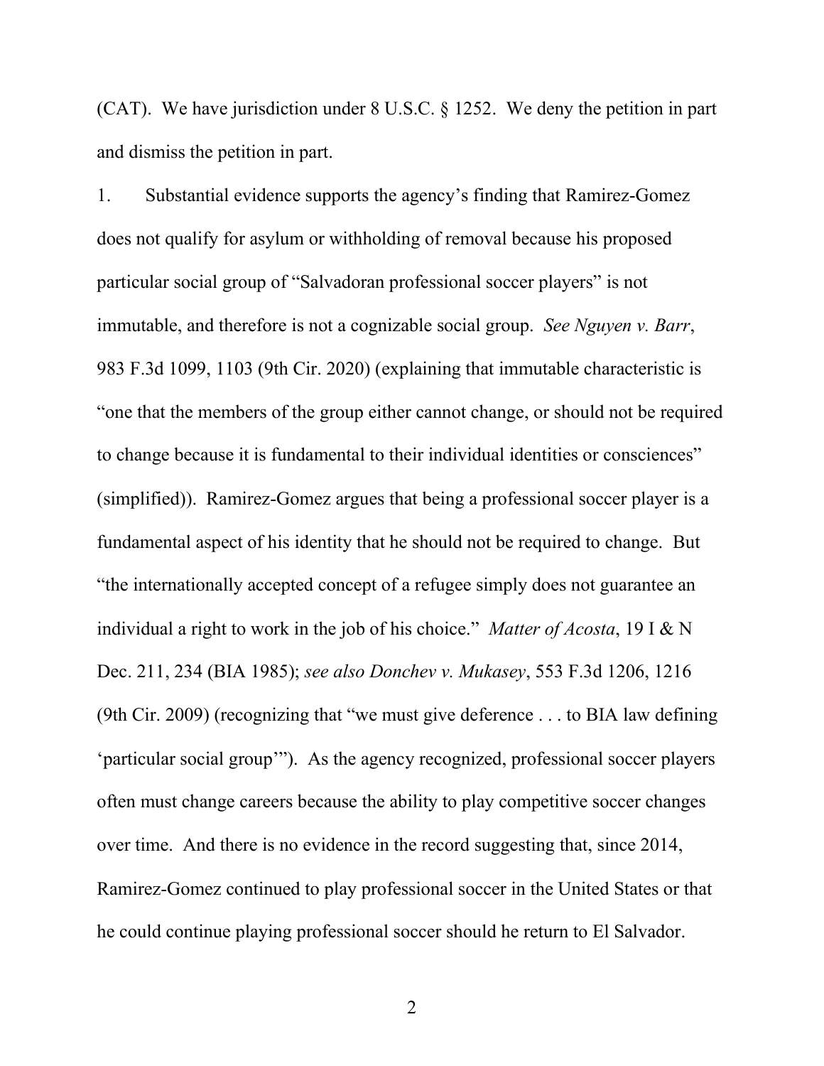(CAT). We have jurisdiction under 8 U.S.C. § 1252. We deny the petition in part and dismiss the petition in part.

1. Substantial evidence supports the agency's finding that Ramirez-Gomez does not qualify for asylum or withholding of removal because his proposed particular social group of "Salvadoran professional soccer players" is not immutable, and therefore is not a cognizable social group. *See Nguyen v. Barr*, 983 F.3d 1099, 1103 (9th Cir. 2020) (explaining that immutable characteristic is "one that the members of the group either cannot change, or should not be required to change because it is fundamental to their individual identities or consciences" (simplified)). Ramirez-Gomez argues that being a professional soccer player is a fundamental aspect of his identity that he should not be required to change. But "the internationally accepted concept of a refugee simply does not guarantee an individual a right to work in the job of his choice." *Matter of Acosta*, 19 I & N Dec. 211, 234 (BIA 1985); *see also Donchev v. Mukasey*, 553 F.3d 1206, 1216 (9th Cir. 2009) (recognizing that "we must give deference . . . to BIA law defining 'particular social group'"). As the agency recognized, professional soccer players often must change careers because the ability to play competitive soccer changes over time. And there is no evidence in the record suggesting that, since 2014, Ramirez-Gomez continued to play professional soccer in the United States or that he could continue playing professional soccer should he return to El Salvador.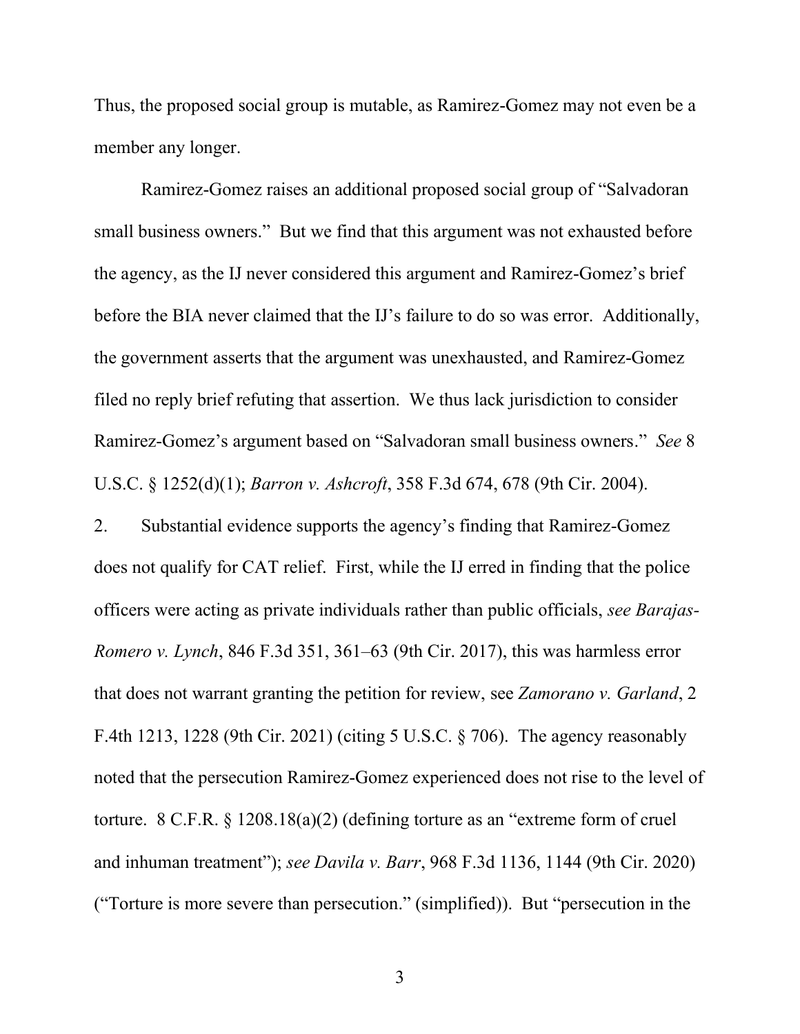Thus, the proposed social group is mutable, as Ramirez-Gomez may not even be a member any longer.

Ramirez-Gomez raises an additional proposed social group of "Salvadoran small business owners." But we find that this argument was not exhausted before the agency, as the IJ never considered this argument and Ramirez-Gomez's brief before the BIA never claimed that the IJ's failure to do so was error. Additionally, the government asserts that the argument was unexhausted, and Ramirez-Gomez filed no reply brief refuting that assertion. We thus lack jurisdiction to consider Ramirez-Gomez's argument based on "Salvadoran small business owners." *See* 8 U.S.C. § 1252(d)(1); *Barron v. Ashcroft*, 358 F.3d 674, 678 (9th Cir. 2004).

2. Substantial evidence supports the agency's finding that Ramirez-Gomez does not qualify for CAT relief. First, while the IJ erred in finding that the police officers were acting as private individuals rather than public officials, *see Barajas-Romero v. Lynch*, 846 F.3d 351, 361–63 (9th Cir. 2017), this was harmless error that does not warrant granting the petition for review, see *Zamorano v. Garland*, 2 F.4th 1213, 1228 (9th Cir. 2021) (citing 5 U.S.C. § 706). The agency reasonably noted that the persecution Ramirez-Gomez experienced does not rise to the level of torture. 8 C.F.R. § 1208.18(a)(2) (defining torture as an "extreme form of cruel and inhuman treatment"); *see Davila v. Barr*, 968 F.3d 1136, 1144 (9th Cir. 2020) ("Torture is more severe than persecution." (simplified)). But "persecution in the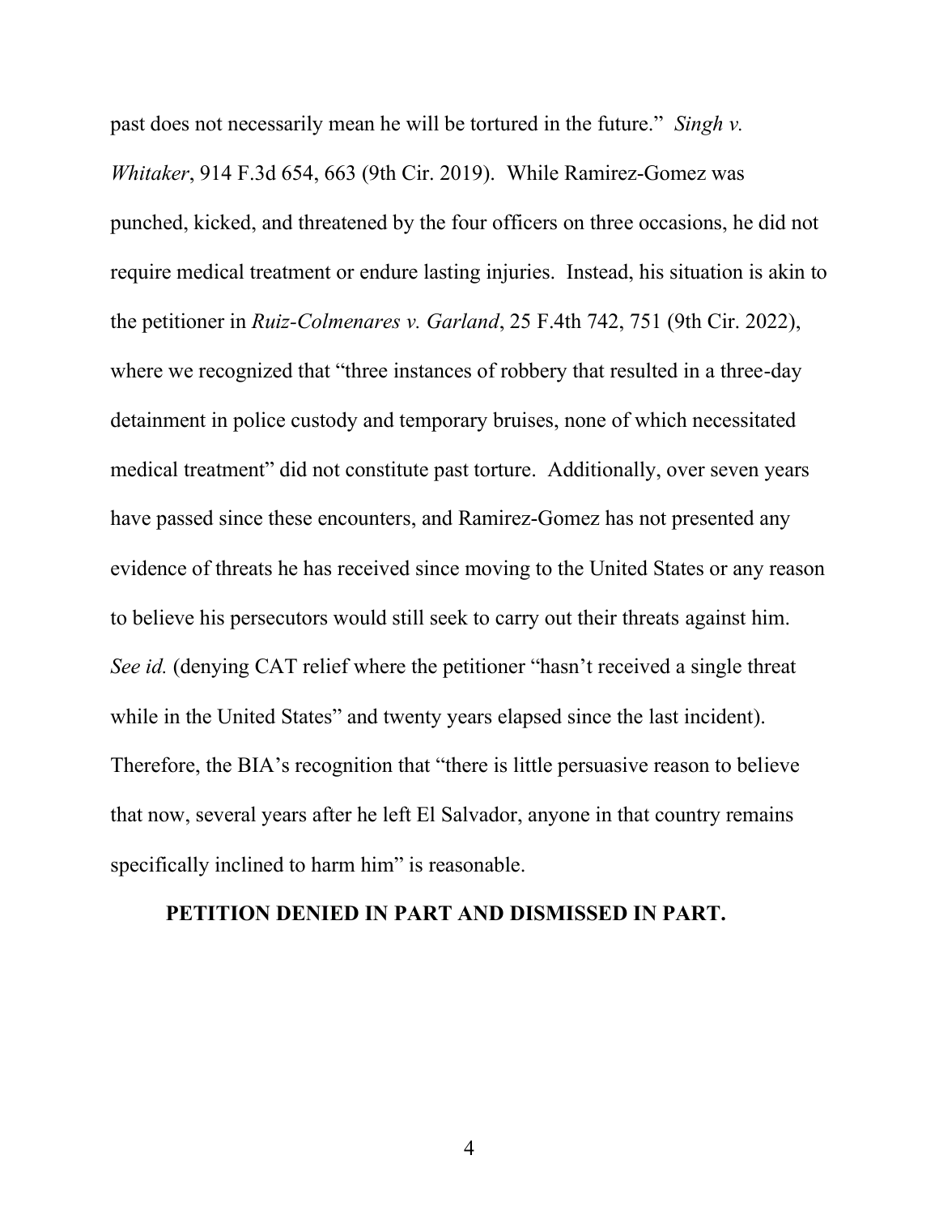past does not necessarily mean he will be tortured in the future." *Singh v. Whitaker*, 914 F.3d 654, 663 (9th Cir. 2019). While Ramirez-Gomez was punched, kicked, and threatened by the four officers on three occasions, he did not require medical treatment or endure lasting injuries. Instead, his situation is akin to the petitioner in *Ruiz-Colmenares v. Garland*, 25 F.4th 742, 751 (9th Cir. 2022), where we recognized that "three instances of robbery that resulted in a three-day detainment in police custody and temporary bruises, none of which necessitated medical treatment" did not constitute past torture. Additionally, over seven years have passed since these encounters, and Ramirez-Gomez has not presented any evidence of threats he has received since moving to the United States or any reason to believe his persecutors would still seek to carry out their threats against him. *See id.* (denying CAT relief where the petitioner "hasn't received a single threat while in the United States" and twenty years elapsed since the last incident). Therefore, the BIA's recognition that "there is little persuasive reason to believe that now, several years after he left El Salvador, anyone in that country remains specifically inclined to harm him" is reasonable.

**PETITION DENIED IN PART AND DISMISSED IN PART.**